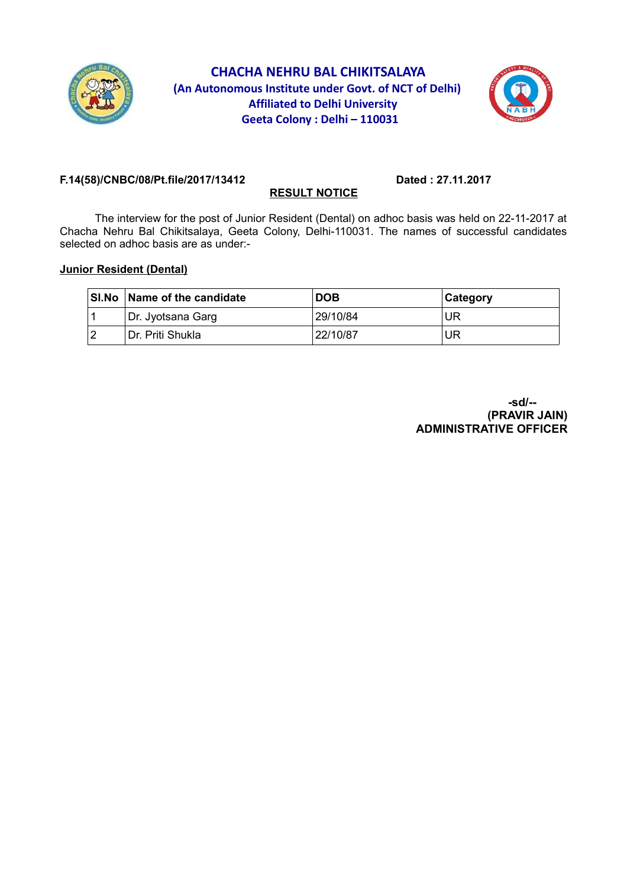# CHACHA NEHRU BAL CHIKITSALAYA

**(An Autonomous Institute under Govt. of NCT of Delhi)**
**Affiliated to Delhi University**
**Geeta Colony : Delhi – 110031**

**F.14(58)/CNBC/08/Pt.file/2017/13412** **Dated : 27.11.2017**

## RESULT NOTICE

The interview for the post of Junior Resident (Dental) on adhoc basis was held on 22-11-2017 at Chacha Nehru Bal Chikitsalaya, Geeta Colony, Delhi-110031. The names of successful candidates selected on adhoc basis are as under:-

**Junior Resident (Dental)**

| Sl.No | Name of the candidate | DOB | Category |
|---|---|---|---|
| 1 | Dr. Jyotsana Garg | 29/10/84 | UR |
| 2 | Dr. Priti Shukla | 22/10/87 | UR |

**-sd/--**
**(PRAVIR JAIN)**
**ADMINISTRATIVE OFFICER**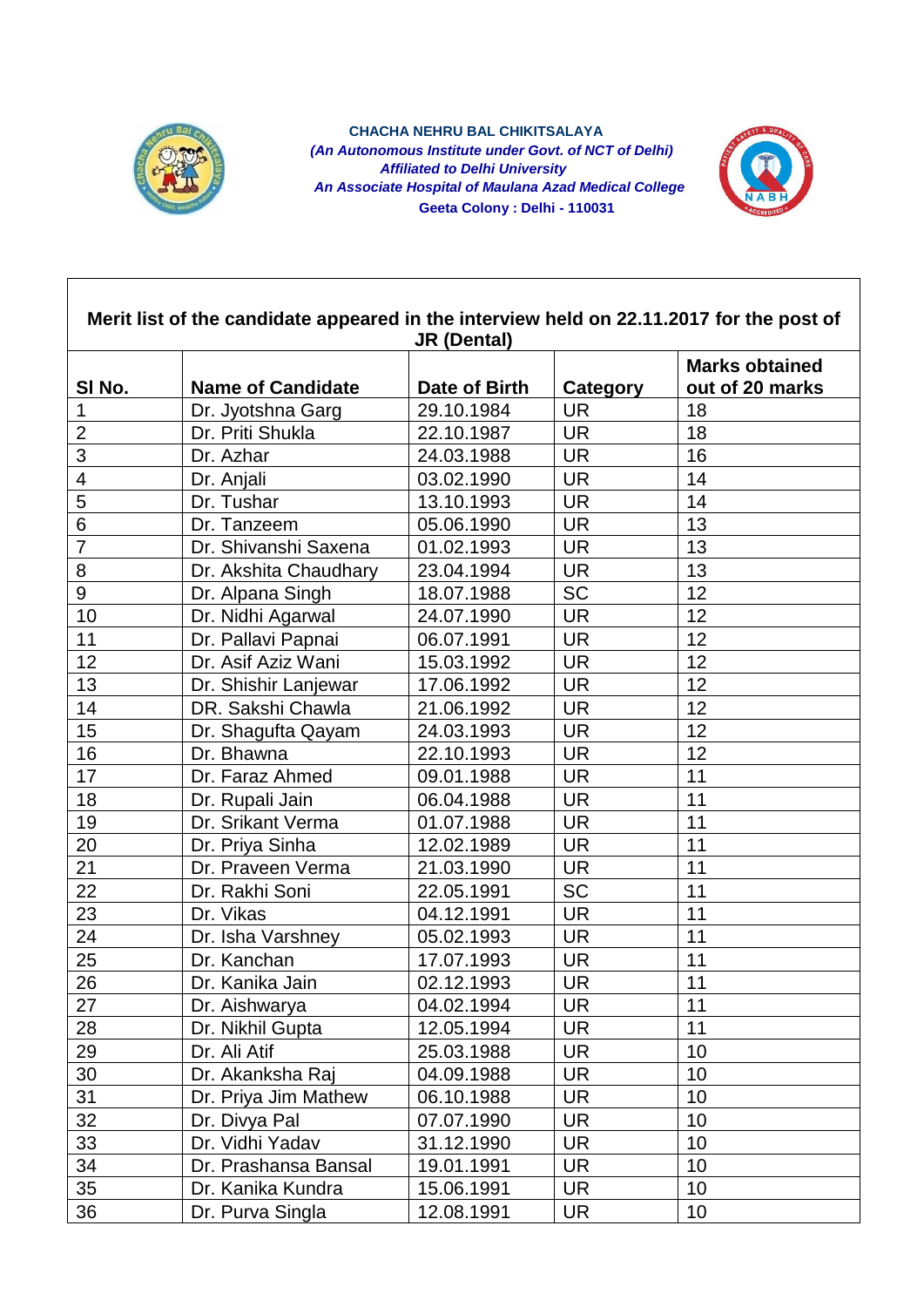**CHACHA NEHRU BAL CHIKITSALAYA**
***(An Autonomous Institute under Govt. of NCT of Delhi)***
***Affiliated to Delhi University***
***An Associate Hospital of Maulana Azad Medical College***
**Geeta Colony : Delhi - 110031**

## Merit list of the candidate appeared in the interview held on 22.11.2017 for the post of JR (Dental)

| Sl No. | Name of Candidate | Date of Birth | Category | Marks obtained out of 20 marks |
|---|---|---|---|---|
| 1 | Dr. Jyotshna Garg | 29.10.1984 | UR | 18 |
| 2 | Dr. Priti Shukla | 22.10.1987 | UR | 18 |
| 3 | Dr. Azhar | 24.03.1988 | UR | 16 |
| 4 | Dr. Anjali | 03.02.1990 | UR | 14 |
| 5 | Dr. Tushar | 13.10.1993 | UR | 14 |
| 6 | Dr. Tanzeem | 05.06.1990 | UR | 13 |
| 7 | Dr. Shivanshi Saxena | 01.02.1993 | UR | 13 |
| 8 | Dr. Akshita Chaudhary | 23.04.1994 | UR | 13 |
| 9 | Dr. Alpana Singh | 18.07.1988 | SC | 12 |
| 10 | Dr. Nidhi Agarwal | 24.07.1990 | UR | 12 |
| 11 | Dr. Pallavi Papnai | 06.07.1991 | UR | 12 |
| 12 | Dr. Asif Aziz Wani | 15.03.1992 | UR | 12 |
| 13 | Dr. Shishir Lanjewar | 17.06.1992 | UR | 12 |
| 14 | DR. Sakshi Chawla | 21.06.1992 | UR | 12 |
| 15 | Dr. Shagufta Qayam | 24.03.1993 | UR | 12 |
| 16 | Dr. Bhawna | 22.10.1993 | UR | 12 |
| 17 | Dr. Faraz Ahmed | 09.01.1988 | UR | 11 |
| 18 | Dr. Rupali Jain | 06.04.1988 | UR | 11 |
| 19 | Dr. Srikant Verma | 01.07.1988 | UR | 11 |
| 20 | Dr. Priya Sinha | 12.02.1989 | UR | 11 |
| 21 | Dr. Praveen Verma | 21.03.1990 | UR | 11 |
| 22 | Dr. Rakhi Soni | 22.05.1991 | SC | 11 |
| 23 | Dr. Vikas | 04.12.1991 | UR | 11 |
| 24 | Dr. Isha Varshney | 05.02.1993 | UR | 11 |
| 25 | Dr. Kanchan | 17.07.1993 | UR | 11 |
| 26 | Dr. Kanika Jain | 02.12.1993 | UR | 11 |
| 27 | Dr. Aishwarya | 04.02.1994 | UR | 11 |
| 28 | Dr. Nikhil Gupta | 12.05.1994 | UR | 11 |
| 29 | Dr. Ali Atif | 25.03.1988 | UR | 10 |
| 30 | Dr. Akanksha Raj | 04.09.1988 | UR | 10 |
| 31 | Dr. Priya Jim Mathew | 06.10.1988 | UR | 10 |
| 32 | Dr. Divya Pal | 07.07.1990 | UR | 10 |
| 33 | Dr. Vidhi Yadav | 31.12.1990 | UR | 10 |
| 34 | Dr. Prashansa Bansal | 19.01.1991 | UR | 10 |
| 35 | Dr. Kanika Kundra | 15.06.1991 | UR | 10 |
| 36 | Dr. Purva Singla | 12.08.1991 | UR | 10 |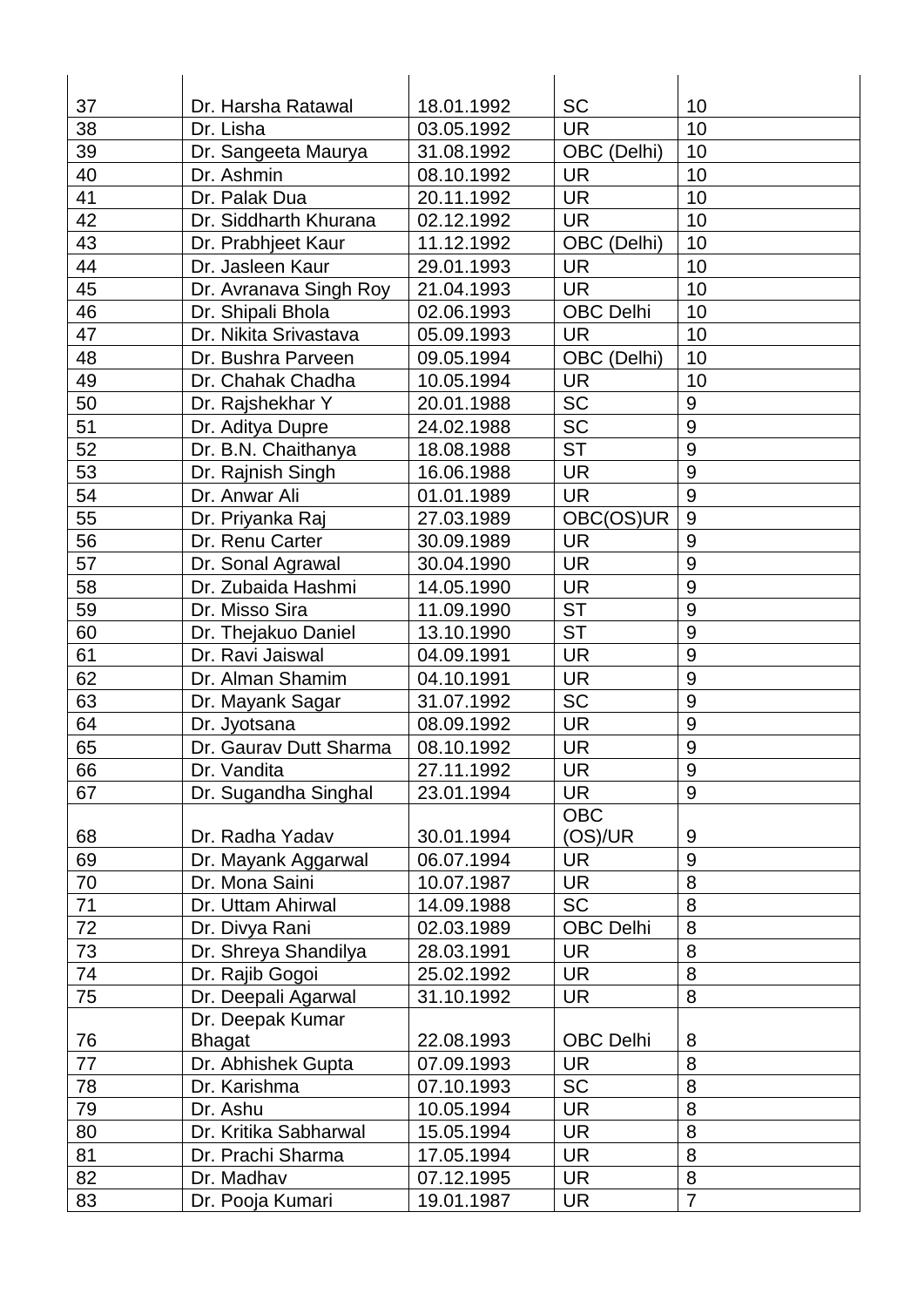| | | | | |
|---|---|---|---|---|
| 37 | Dr. Harsha Ratawal | 18.01.1992 | SC | 10 |
| 38 | Dr. Lisha | 03.05.1992 | UR | 10 |
| 39 | Dr. Sangeeta Maurya | 31.08.1992 | OBC (Delhi) | 10 |
| 40 | Dr. Ashmin | 08.10.1992 | UR | 10 |
| 41 | Dr. Palak Dua | 20.11.1992 | UR | 10 |
| 42 | Dr. Siddharth Khurana | 02.12.1992 | UR | 10 |
| 43 | Dr. Prabhjeet Kaur | 11.12.1992 | OBC (Delhi) | 10 |
| 44 | Dr. Jasleen Kaur | 29.01.1993 | UR | 10 |
| 45 | Dr. Avranava Singh Roy | 21.04.1993 | UR | 10 |
| 46 | Dr. Shipali Bhola | 02.06.1993 | OBC Delhi | 10 |
| 47 | Dr. Nikita Srivastava | 05.09.1993 | UR | 10 |
| 48 | Dr. Bushra Parveen | 09.05.1994 | OBC (Delhi) | 10 |
| 49 | Dr. Chahak Chadha | 10.05.1994 | UR | 10 |
| 50 | Dr. Rajshekhar Y | 20.01.1988 | SC | 9 |
| 51 | Dr. Aditya Dupre | 24.02.1988 | SC | 9 |
| 52 | Dr. B.N. Chaithanya | 18.08.1988 | ST | 9 |
| 53 | Dr. Rajnish Singh | 16.06.1988 | UR | 9 |
| 54 | Dr. Anwar Ali | 01.01.1989 | UR | 9 |
| 55 | Dr. Priyanka Raj | 27.03.1989 | OBC(OS)UR | 9 |
| 56 | Dr. Renu Carter | 30.09.1989 | UR | 9 |
| 57 | Dr. Sonal Agrawal | 30.04.1990 | UR | 9 |
| 58 | Dr. Zubaida Hashmi | 14.05.1990 | UR | 9 |
| 59 | Dr. Misso Sira | 11.09.1990 | ST | 9 |
| 60 | Dr. Thejakuo Daniel | 13.10.1990 | ST | 9 |
| 61 | Dr. Ravi Jaiswal | 04.09.1991 | UR | 9 |
| 62 | Dr. Alman Shamim | 04.10.1991 | UR | 9 |
| 63 | Dr. Mayank Sagar | 31.07.1992 | SC | 9 |
| 64 | Dr. Jyotsana | 08.09.1992 | UR | 9 |
| 65 | Dr. Gaurav Dutt Sharma | 08.10.1992 | UR | 9 |
| 66 | Dr. Vandita | 27.11.1992 | UR | 9 |
| 67 | Dr. Sugandha Singhal | 23.01.1994 | UR | 9 |
| 68 | Dr. Radha Yadav | 30.01.1994 | OBC (OS)/UR | 9 |
| 69 | Dr. Mayank Aggarwal | 06.07.1994 | UR | 9 |
| 70 | Dr. Mona Saini | 10.07.1987 | UR | 8 |
| 71 | Dr. Uttam Ahirwal | 14.09.1988 | SC | 8 |
| 72 | Dr. Divya Rani | 02.03.1989 | OBC Delhi | 8 |
| 73 | Dr. Shreya Shandilya | 28.03.1991 | UR | 8 |
| 74 | Dr. Rajib Gogoi | 25.02.1992 | UR | 8 |
| 75 | Dr. Deepali Agarwal | 31.10.1992 | UR | 8 |
| 76 | Dr. Deepak Kumar Bhagat | 22.08.1993 | OBC Delhi | 8 |
| 77 | Dr. Abhishek Gupta | 07.09.1993 | UR | 8 |
| 78 | Dr. Karishma | 07.10.1993 | SC | 8 |
| 79 | Dr. Ashu | 10.05.1994 | UR | 8 |
| 80 | Dr. Kritika Sabharwal | 15.05.1994 | UR | 8 |
| 81 | Dr. Prachi Sharma | 17.05.1994 | UR | 8 |
| 82 | Dr. Madhav | 07.12.1995 | UR | 8 |
| 83 | Dr. Pooja Kumari | 19.01.1987 | UR | 7 |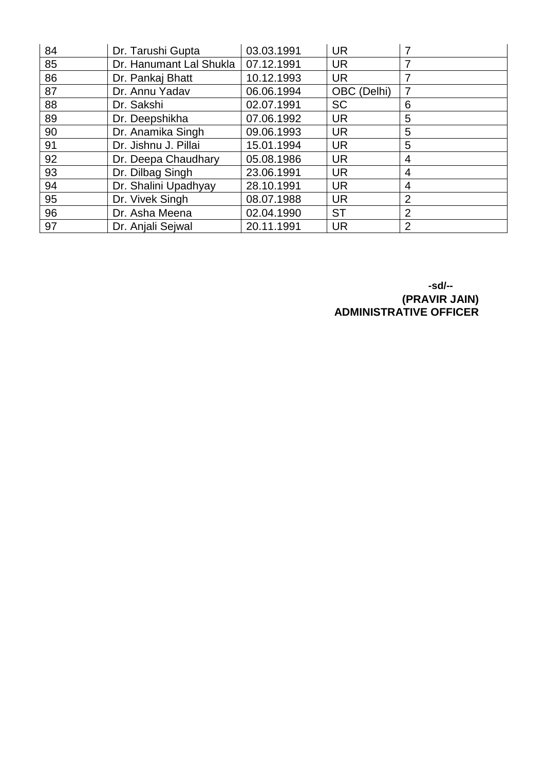| | | | | |
|---|---|---|---|---|
| 84 | Dr. Tarushi Gupta | 03.03.1991 | UR | 7 |
| 85 | Dr. Hanumant Lal Shukla | 07.12.1991 | UR | 7 |
| 86 | Dr. Pankaj Bhatt | 10.12.1993 | UR | 7 |
| 87 | Dr. Annu Yadav | 06.06.1994 | OBC (Delhi) | 7 |
| 88 | Dr. Sakshi | 02.07.1991 | SC | 6 |
| 89 | Dr. Deepshikha | 07.06.1992 | UR | 5 |
| 90 | Dr. Anamika Singh | 09.06.1993 | UR | 5 |
| 91 | Dr. Jishnu J. Pillai | 15.01.1994 | UR | 5 |
| 92 | Dr. Deepa Chaudhary | 05.08.1986 | UR | 4 |
| 93 | Dr. Dilbag Singh | 23.06.1991 | UR | 4 |
| 94 | Dr. Shalini Upadhyay | 28.10.1991 | UR | 4 |
| 95 | Dr. Vivek Singh | 08.07.1988 | UR | 2 |
| 96 | Dr. Asha Meena | 02.04.1990 | ST | 2 |
| 97 | Dr. Anjali Sejwal | 20.11.1991 | UR | 2 |

**-sd/--**
**(PRAVIR JAIN)**
**ADMINISTRATIVE OFFICER**